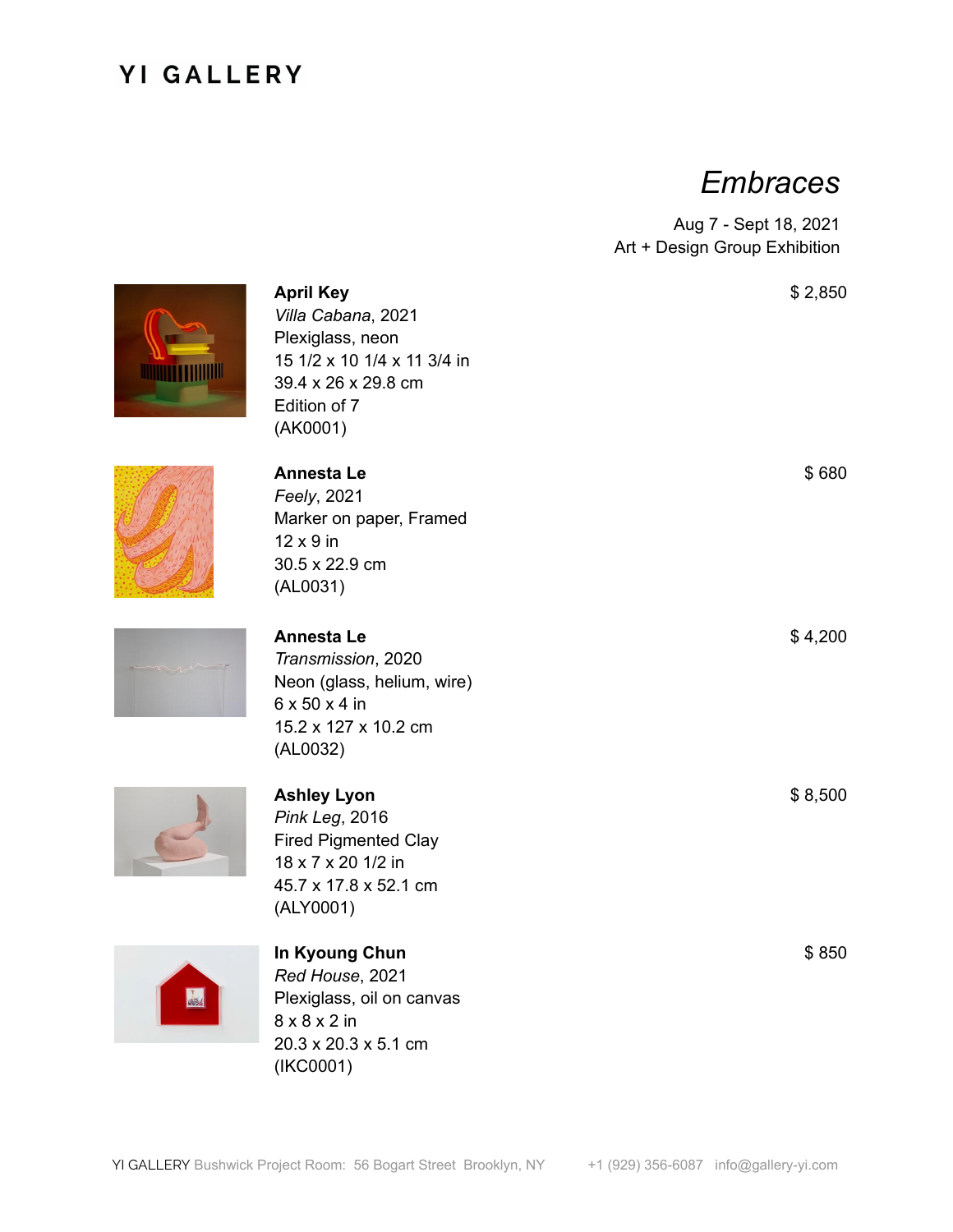# YI GALLERY

## *Embraces*

Aug 7 - Sept 18, 2021
Art + Design Group Exhibition

**April Key**
*Villa Cabana*, 2021
Plexiglass, neon
15 1/2 x 10 1/4 x 11 3/4 in
39.4 x 26 x 29.8 cm
Edition of 7
(AK0001)

$ 2,850

**Annesta Le**
*Feely*, 2021
Marker on paper, Framed
12 x 9 in
30.5 x 22.9 cm
(AL0031)

$ 680

**Annesta Le**
*Transmission*, 2020
Neon (glass, helium, wire)
6 x 50 x 4 in
15.2 x 127 x 10.2 cm
(AL0032)

$ 4,200

**Ashley Lyon**
*Pink Leg*, 2016
Fired Pigmented Clay
18 x 7 x 20 1/2 in
45.7 x 17.8 x 52.1 cm
(ALY0001)

$ 8,500

**In Kyoung Chun**
*Red House*, 2021
Plexiglass, oil on canvas
8 x 8 x 2 in
20.3 x 20.3 x 5.1 cm
(IKC0001)

$ 850

YI GALLERY Bushwick Project Room: 56 Bogart Street Brooklyn, NY +1 (929) 356-6087 info@gallery-yi.com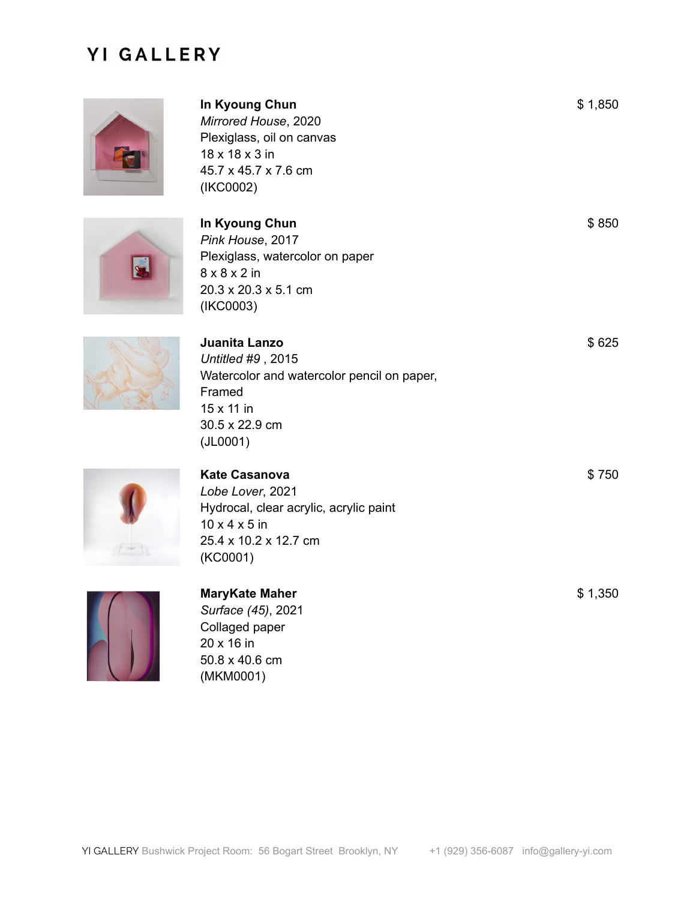# YI GALLERY

**In Kyoung Chun**
*Mirrored House*, 2020
Plexiglass, oil on canvas
18 x 18 x 3 in
45.7 x 45.7 x 7.6 cm
(IKC0002)

$ 1,850

**In Kyoung Chun**
*Pink House*, 2017
Plexiglass, watercolor on paper
8 x 8 x 2 in
20.3 x 20.3 x 5.1 cm
(IKC0003)

$ 850

**Juanita Lanzo**
*Untitled #9* , 2015
Watercolor and watercolor pencil on paper,
Framed
15 x 11 in
30.5 x 22.9 cm
(JL0001)

$ 625

**Kate Casanova**
*Lobe Lover*, 2021
Hydrocal, clear acrylic, acrylic paint
10 x 4 x 5 in
25.4 x 10.2 x 12.7 cm
(KC0001)

$ 750

**MaryKate Maher**
*Surface (45)*, 2021
Collaged paper
20 x 16 in
50.8 x 40.6 cm
(MKM0001)

$ 1,350

YI GALLERY Bushwick Project Room: 56 Bogart Street Brooklyn, NY +1 (929) 356-6087 info@gallery-yi.com